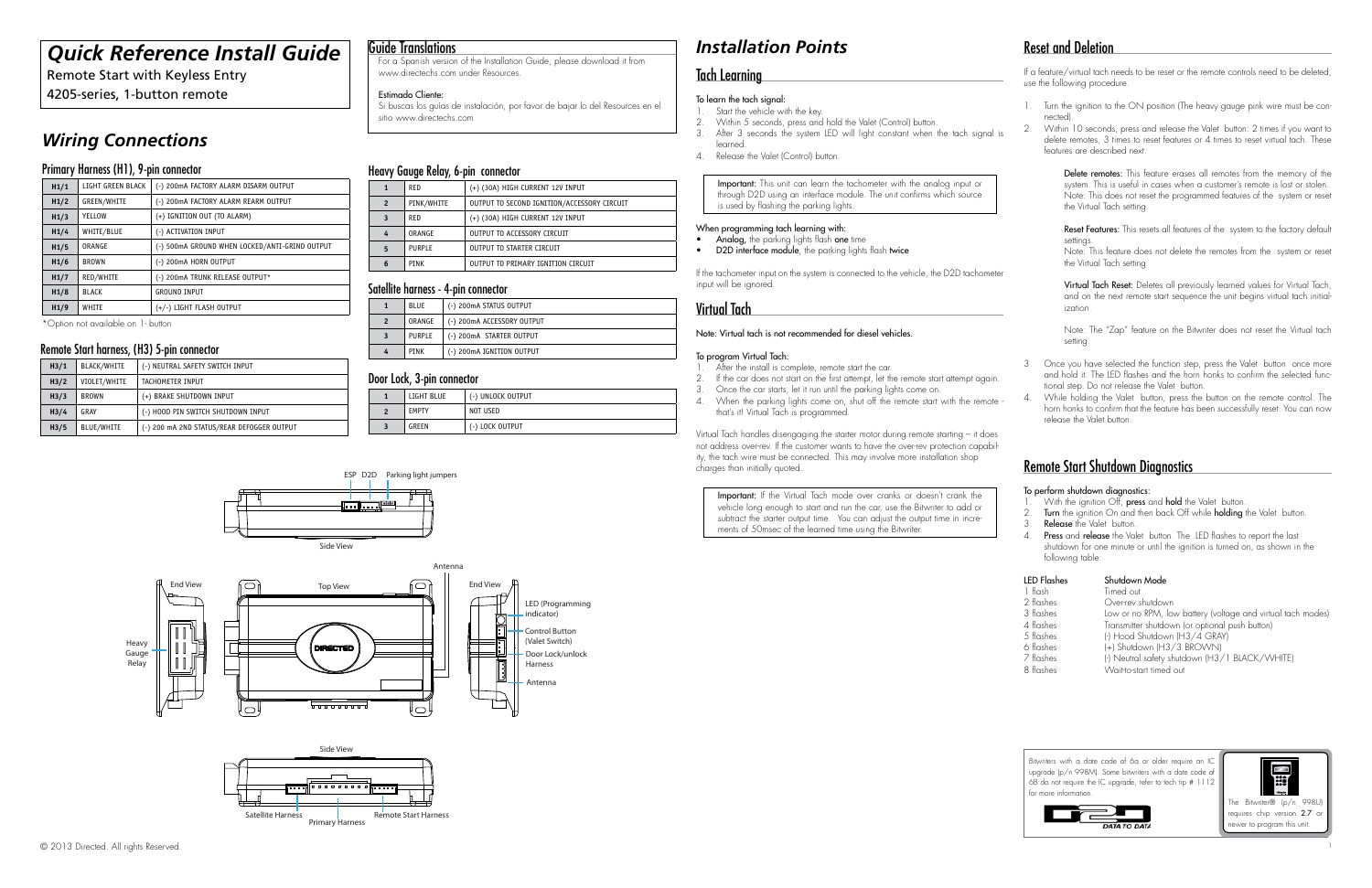# Quick Reference Install Guide

Remote Start with Keyless Entry
4205-series, 1-button remote

## Wiring Connections

### Primary Harness (H1), 9-pin connector

| | | |
|---|---|---|
| H1/1 | LIGHT GREEN BLACK | (-) 200mA FACTORY ALARM DISARM OUTPUT |
| H1/2 | GREEN/WHITE | (-) 200mA FACTORY ALARM REARM OUTPUT |
| H1/3 | YELLOW | (+) IGNITION OUT (TO ALARM) |
| H1/4 | WHITE/BLUE | (-) ACTIVATION INPUT |
| H1/5 | ORANGE | (-) 500mA GROUND WHEN LOCKED/ANTI-GRIND OUTPUT |
| H1/6 | BROWN | (-) 200mA HORN OUTPUT |
| H1/7 | RED/WHITE | (-) 200mA TRUNK RELEASE OUTPUT* |
| H1/8 | BLACK | GROUND INPUT |
| H1/9 | WHITE | (+/-) LIGHT FLASH OUTPUT |

*Option not available on 1- button

### Remote Start harness, (H3) 5-pin connector

| | | |
|---|---|---|
| H3/1 | BLACK/WHITE | (-) NEUTRAL SAFETY SWITCH INPUT |
| H3/2 | VIOLET/WHITE | TACHOMETER INPUT |
| H3/3 | BROWN | (+) BRAKE SHUTDOWN INPUT |
| H3/4 | GRAY | (-) HOOD PIN SWITCH SHUTDOWN INPUT |
| H3/5 | BLUE/WHITE | (-) 200 mA 2ND STATUS/REAR DEFOGGER OUTPUT |

## Guide Translations

For a Spanish version of the Installation Guide, please download it from www.directechs.com under Resources.

Estimado Cliente:
Si buscas los guías de instalación, por favor de bajar lo del Resources en el sitio www.directechs.com

### Heavy Gauge Relay, 6-pin connector

| | | |
|---|---|---|
| 1 | RED | (+) (30A) HIGH CURRENT 12V INPUT |
| 2 | PINK/WHITE | OUTPUT TO SECOND IGNITION/ACCESSORY CIRCUIT |
| 3 | RED | (+) (30A) HIGH CURRENT 12V INPUT |
| 4 | ORANGE | OUTPUT TO ACCESSORY CIRCUIT |
| 5 | PURPLE | OUTPUT TO STARTER CIRCUIT |
| 6 | PINK | OUTPUT TO PRIMARY IGNITION CIRCUIT |

### Satellite harness - 4-pin connector

| | | |
|---|---|---|
| 1 | BLUE | (-) 200mA STATUS OUTPUT |
| 2 | ORANGE | (-) 200mA ACCESSORY OUTPUT |
| 3 | PURPLE | (-) 200mA STARTER OUTPUT |
| 4 | PINK | (-) 200mA IGNITION OUTPUT |

### Door Lock, 3-pin connector

| | | |
|---|---|---|
| 1 | LIGHT BLUE | (-) UNLOCK OUTPUT |
| 2 | EMPTY | NOT USED |
| 3 | GREEN | (-) LOCK OUTPUT |

ESP D2D Parking light jumpers

Side View

End View — Heavy Gauge Relay

Top View — Antenna

End View — LED (Programming indicator), Control Button (Valet Switch), Door Lock/unlock Harness, Antenna

Side View — Satellite Harness, Primary Harness, Remote Start Harness

© 2013 Directed. All rights Reserved.

## Installation Points

### Tach Learning

To learn the tach signal:

1. Start the vehicle with the key.
2. Within 5 seconds, press and hold the Valet (Control) button.
3. After 3 seconds the system LED will light constant when the tach signal is learned.
4. Release the Valet (Control) button.

**Important:** This unit can learn the tachometer with the analog input or through D2D using an interface module. The unit confirms which source is used by flashing the parking lights.

When programming tach learning with:

- **Analog**, the parking lights flash **one** time
- **D2D interface module**, the parking lights flash **twice**

If the tachometer input on the system is connected to the vehicle, the D2D tachometer input will be ignored.

### Virtual Tach

Note: Virtual tach is not recommended for diesel vehicles.

To program Virtual Tach:

1. After the install is complete, remote start the car.
2. If the car does not start on the first attempt, let the remote start attempt again.
3. Once the car starts, let it run until the parking lights come on.
4. When the parking lights come on, shut off the remote start with the remote - that's it! Virtual Tach is programmed.

Virtual Tach handles disengaging the starter motor during remote starting – it does not address over-rev. If the customer wants to have the over-rev protection capability, the tach wire must be connected. This may involve more installation shop charges than initially quoted.

**Important:** If the Virtual Tach mode over cranks or doesn't crank the vehicle long enough to start and run the car, use the Bitwriter to add or subtract the starter output time. You can adjust the output time in increments of 50msec of the learned time using the Bitwriter.

### Reset and Deletion

If a feature/virtual tach needs to be reset or the remote controls need to be deleted, use the following procedure.

1. Turn the ignition to the ON position (The heavy gauge pink wire must be connected).
2. Within 10 seconds, press and release the Valet button: 2 times if you want to delete remotes, 3 times to reset features or 4 times to reset virtual tach. These features are described next.

   **Delete remotes:** This feature erases all remotes from the memory of the system. This is useful in cases when a customer's remote is lost or stolen. Note: This does not reset the programmed features of the system or reset the Virtual Tach setting.

   **Reset Features:** This resets all features of the system to the factory default settings.
   Note: This feature does not delete the remotes from the system or reset the Virtual Tach setting.

   **Virtual Tach Reset:** Deletes all previously learned values for Virtual Tach, and on the next remote start sequence the unit begins virtual tach initialization.

   Note: The "Zap" feature on the Bitwriter does not reset the Virtual tach setting.

3. Once you have selected the function step, press the Valet button once more and hold it. The LED flashes and the horn honks to confirm the selected functional step. Do not release the Valet button.
4. While holding the Valet button, press the button on the remote control. The horn honks to confirm that the feature has been successfully reset. You can now release the Valet button.

### Remote Start Shutdown Diagnostics

To perform shutdown diagnostics:

1. With the ignition Off, **press** and **hold** the Valet button.
2. **Turn** the ignition On and then back Off while **holding** the Valet button.
3. **Release** the Valet button.
4. **Press** and **release** the Valet button. The LED flashes to report the last shutdown for one minute or until the ignition is turned on, as shown in the following table:

| LED Flashes | Shutdown Mode |
|---|---|
| 1 flash | Timed out |
| 2 flashes | Over-rev shutdown |
| 3 flashes | Low or no RPM, low battery (voltage and virtual tach modes) |
| 4 flashes | Transmitter shutdown (or optional push button) |
| 5 flashes | (-) Hood Shutdown (H3/4 GRAY) |
| 6 flashes | (+) Shutdown (H3/3 BROWN) |
| 7 flashes | (-) Neutral safety shutdown (H3/1 BLACK/WHITE) |
| 8 flashes | Wait-to-start timed out |

Bitwriters with a date code of 6a or older require an IC upgrade (p/n 998M). Some bitwriters with a date code of 6B do not require the IC upgrade, refer to tech tip # 1112 for more information.

D2D DATA TO DATA

The Bitwriter® (p/n 998U) requires chip version **2.7** or newer to program this unit.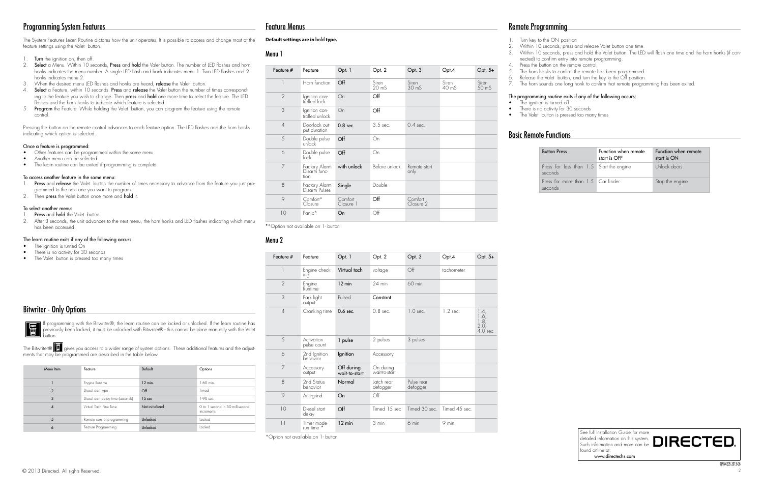## Programming System Features

The System Features Learn Routine dictates how the unit operates. It is possible to access and change most of the feature settings using the Valet button.

1. **Turn** the ignition on, then off.
2. **Select** a Menu. Within 10 seconds, **Press** and **hold** the Valet button. The number of LED flashes and horn honks indicates the menu number. A single LED flash and honk indicates menu 1. Two LED flashes and 2 honks indicates menu 2.
3. When the desired menu LED flashes and honks are heard, **release** the Valet button.
4. **Select** a Feature, within 10 seconds. **Press** and **release** the Valet button the number of times corresponding to the feature you wish to change. Then **press** and **hold** one more time to select the feature. The LED flashes and the horn honks to indicate which feature is selected.
5. **Program** the Feature. While holding the Valet button, you can program the feature using the remote control.

Pressing the button on the remote control advances to each feature option. The LED flashes and the horn honks indicating which option is selected.

Once a feature is programmed:

- Other features can be programmed within the same menu
- Another menu can be selected
- The learn routine can be exited if programming is complete

To access another feature in the same menu:

1. **Press** and **release** the Valet button the number of times necessary to advance from the feature you just programmed to the next one you want to program.
2. Then **press** the Valet button once more and **hold** it.

To select another menu:

1. **Press** and **hold** the Valet button.
2. After 3 seconds, the unit advances to the next menu, the horn honks and LED flashes indicating which menu has been accessed.

The learn routine exits if any of the following occurs:

- The ignition is turned On
- There is no activity for 30 seconds
- The Valet button is pressed too many times

## Bitwriter - Only Options

If programming with the Bitwriter®, the learn routine can be locked or unlocked. If the learn routine has previously been locked, it must be unlocked with Bitwriter® - this cannot be done manually with the Valet button.

The Bitwriter® gives you access to a wider range of system options. These additional features and the adjustments that may be programmed are described in the table below.

| Menu Item | Feature | Default | Options |
|---|---|---|---|
| 1 | Engine Runtime | **12 min.** | 1-60 min. |
| 2 | Diesel start type | **Off** | Timed |
| 3 | Diesel start delay time (seconds) | **15 sec** | 1-90 sec. |
| 4 | Virtual Tach Fine Tune | **Not initialized** | 0 to 1 second in 50 millisecond increments |
| 5 | Remote control programming | **Unlocked** | Locked |
| 6 | Feature Programming | **Unlocked** | Locked |

## Feature Menus

**Default settings are in bold type.**

### Menu 1

| Feature # | Feature | Opt. 1 | Opt. 2 | Opt. 3 | Opt.4 | Opt. 5+ |
|---|---|---|---|---|---|---|
| 1 | Horn function | **Off** | Siren 20 mS | Siren 30 mS | Siren 40 mS | Siren 50 mS |
| 2 | Ignition controlled lock | On | **Off** | | | |
| 3 | Ignition controlled unlock | On | **Off** | | | |
| 4 | Doorlock output duration | **0.8 sec.** | 3.5 sec. | 0.4 sec. | | |
| 5 | Double pulse unlock | **Off** | On | | | |
| 6 | Double pulse lock | **Off** | On | | | |
| 7 | Factory Alarm Disarm function | **with unlock** | Before unlock | Remote start only | | |
| 8 | Factory Alarm Disarm Pulses | **Single** | Double | | | |
| 9 | Comfort* Closure | Comfort Closure 1 | **Off** | Comfort Closure 2 | | |
| 10 | Panic* | **On** | Off | | | |

**Option not available on 1- button

### Menu 2

| Feature # | Feature | Opt. 1 | Opt. 2 | Opt. 3 | Opt.4 | Opt. 5+ |
|---|---|---|---|---|---|---|
| 1 | Engine checking | **Virtual tach** | voltage | Off | tachometer | |
| 2 | Engine Runtime | **12 min** | 24 min | 60 min | | |
| 3 | Park light output | Pulsed | **Constant** | | | |
| 4 | Cranking time | **0.6 sec.** | 0.8 sec. | 1.0 sec. | 1.2 sec. | 1.4, 1.6, 1.8, 2.0, 4.0 sec |
| 5 | Activation pulse count | **1 pulse** | 2 pulses | 3 pulses | | |
| 6 | 2nd Ignition behavior | **Ignition** | Accessory | | | |
| 7 | Accessory output | **Off during wait-to-start** | On during wait-to-start | | | |
| 8 | 2nd Status behavior | **Normal** | Latch rear defogger | Pulse rear defogger | | |
| 9 | Anti-grind | **On** | Off | | | |
| 10 | Diesel start delay | **Off** | Timed 15 sec | Timed 30 sec. | Timed 45 sec. | |
| 11 | Timer mode-run time * | **12 min** | 3 min | 6 min | 9 min | |

*Option not available on 1- button

## Remote Programming

1. Turn key to the ON position
2. Within 10 seconds, press and release Valet button one time.
3. Within 10 seconds, press and hold the Valet button. The LED will flash one time and the horn honks (if connected) to confirm entry into remote programming.
4. Press the button on the remote control.
5. The horn honks to confirm the remote has been programmed.
6. Release the Valet button, and turn the key to the Off position.
7. The horn sounds one long honk to confirm that remote programming has been exited.

The programming routine exits if any of the following occurs:

- The ignition is turned off
- There is no activity for 30 seconds
- The Valet button is pressed too many times

## Basic Remote Functions

| Button Press | Function when remote start is OFF | Function when remote start is ON |
|---|---|---|
| Press for less than 1.5 seconds | Start the engine | Unlock doors |
| Press for more than 1.5 seconds | Car finder | Stop the engine |

See full Installation Guide for more detailed information on this system. Such information and more can be found online at:
www.directechs.com

DIRECTED.

QRN420S 2013-06

© 2013 Directed. All rights Reserved.